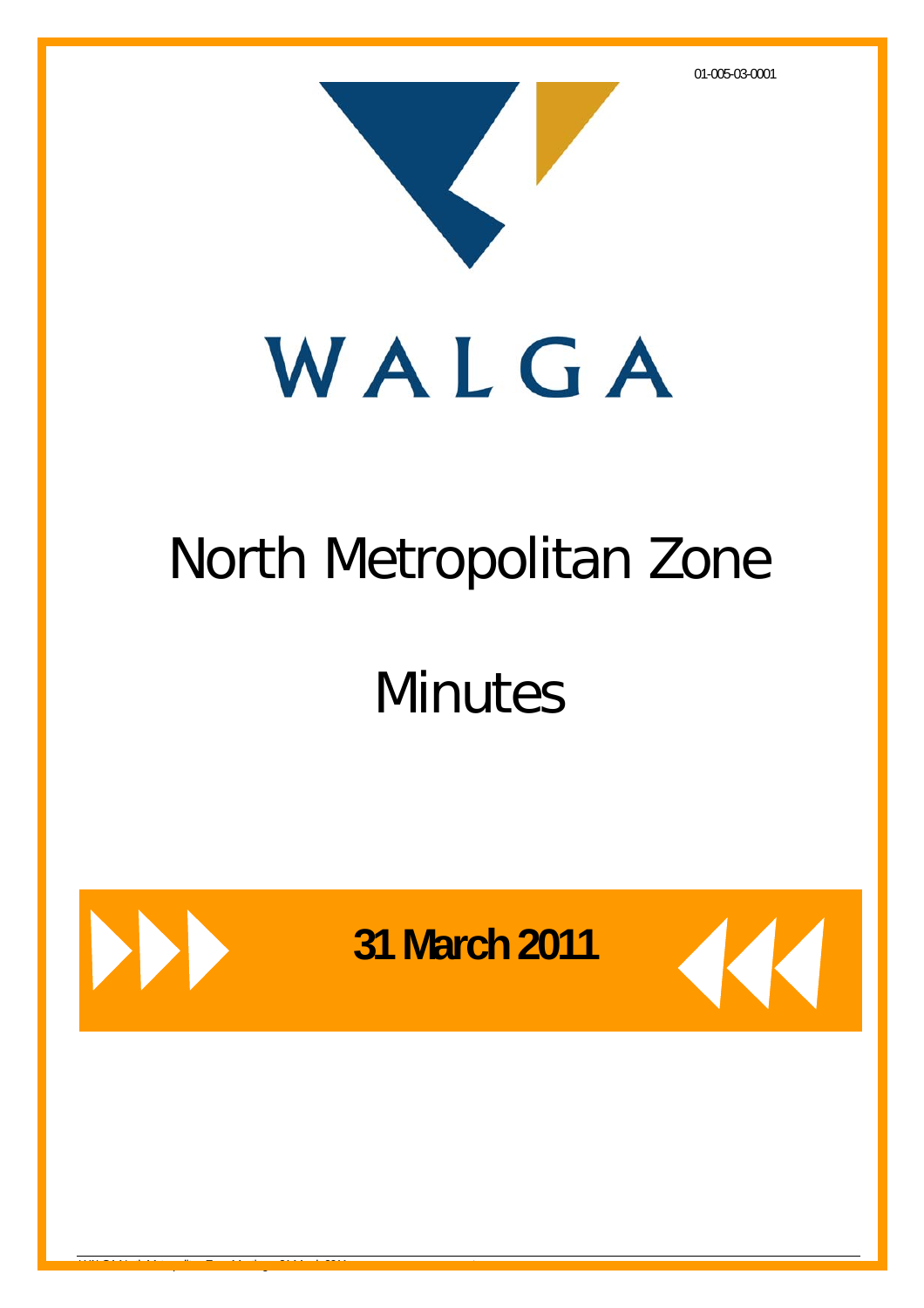01-005-03-0001

WALGA

# North Metropolitan Zone

# Minutes

**31 March 2011**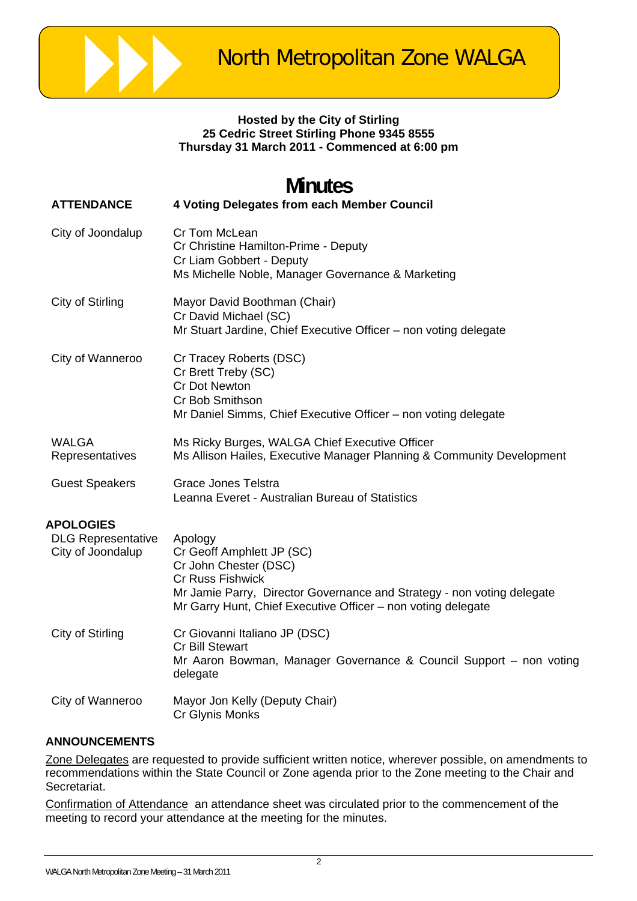# North Metropolitan Zone WALGA

**Hosted by the City of Stirling**
**25 Cedric Street Stirling Phone 9345 8555**
**Thursday 31 March 2011 - Commenced at 6:00 pm**

# Minutes

| **ATTENDANCE** | **4 Voting Delegates from each Member Council** |
|---|---|
| City of Joondalup | Cr Tom McLean<br>Cr Christine Hamilton-Prime - Deputy<br>Cr Liam Gobbert - Deputy<br>Ms Michelle Noble, Manager Governance & Marketing |
| City of Stirling | Mayor David Boothman (Chair)<br>Cr David Michael (SC)<br>Mr Stuart Jardine, Chief Executive Officer – non voting delegate |
| City of Wanneroo | Cr Tracey Roberts (DSC)<br>Cr Brett Treby (SC)<br>Cr Dot Newton<br>Cr Bob Smithson<br>Mr Daniel Simms, Chief Executive Officer – non voting delegate |
| WALGA Representatives | Ms Ricky Burges, WALGA Chief Executive Officer<br>Ms Allison Hailes, Executive Manager Planning & Community Development |
| Guest Speakers | Grace Jones Telstra<br>Leanna Everet - Australian Bureau of Statistics |

**APOLOGIES**

| | |
|---|---|
| DLG Representative | Apology |
| City of Joondalup | Cr Geoff Amphlett JP (SC)<br>Cr John Chester (DSC)<br>Cr Russ Fishwick<br>Mr Jamie Parry, Director Governance and Strategy - non voting delegate<br>Mr Garry Hunt, Chief Executive Officer – non voting delegate |
| City of Stirling | Cr Giovanni Italiano JP (DSC)<br>Cr Bill Stewart<br>Mr Aaron Bowman, Manager Governance & Council Support – non voting delegate |
| City of Wanneroo | Mayor Jon Kelly (Deputy Chair)<br>Cr Glynis Monks |

**ANNOUNCEMENTS**

Zone Delegates are requested to provide sufficient written notice, wherever possible, on amendments to recommendations within the State Council or Zone agenda prior to the Zone meeting to the Chair and Secretariat.

Confirmation of Attendance an attendance sheet was circulated prior to the commencement of the meeting to record your attendance at the meeting for the minutes.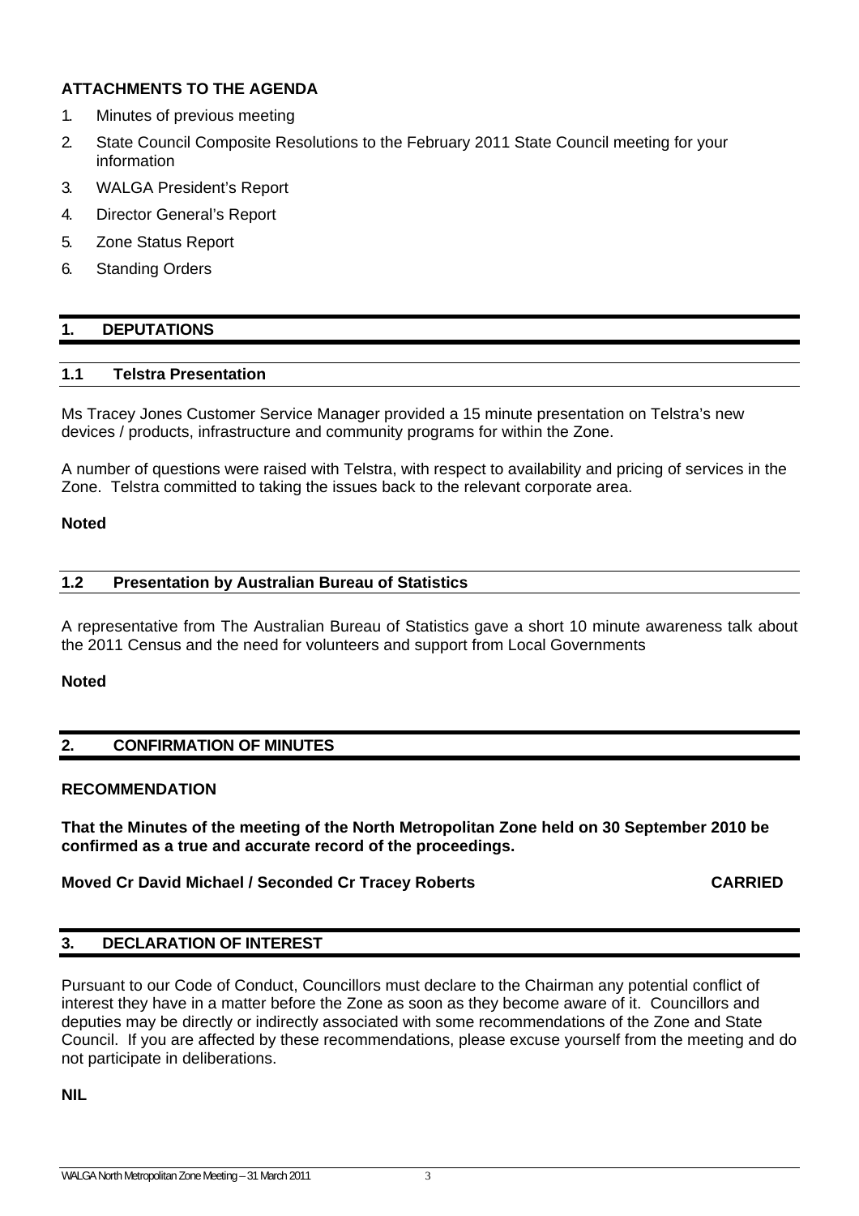**ATTACHMENTS TO THE AGENDA**

1. Minutes of previous meeting
2. State Council Composite Resolutions to the February 2011 State Council meeting for your information
3. WALGA President's Report
4. Director General's Report
5. Zone Status Report
6. Standing Orders

## 1. DEPUTATIONS

### 1.1 Telstra Presentation

Ms Tracey Jones Customer Service Manager provided a 15 minute presentation on Telstra's new devices / products, infrastructure and community programs for within the Zone.

A number of questions were raised with Telstra, with respect to availability and pricing of services in the Zone. Telstra committed to taking the issues back to the relevant corporate area.

**Noted**

### 1.2 Presentation by Australian Bureau of Statistics

A representative from The Australian Bureau of Statistics gave a short 10 minute awareness talk about the 2011 Census and the need for volunteers and support from Local Governments

**Noted**

## 2. CONFIRMATION OF MINUTES

**RECOMMENDATION**

**That the Minutes of the meeting of the North Metropolitan Zone held on 30 September 2010 be confirmed as a true and accurate record of the proceedings.**

**Moved Cr David Michael / Seconded Cr Tracey Roberts CARRIED**

## 3. DECLARATION OF INTEREST

Pursuant to our Code of Conduct, Councillors must declare to the Chairman any potential conflict of interest they have in a matter before the Zone as soon as they become aware of it. Councillors and deputies may be directly or indirectly associated with some recommendations of the Zone and State Council. If you are affected by these recommendations, please excuse yourself from the meeting and do not participate in deliberations.

**NIL**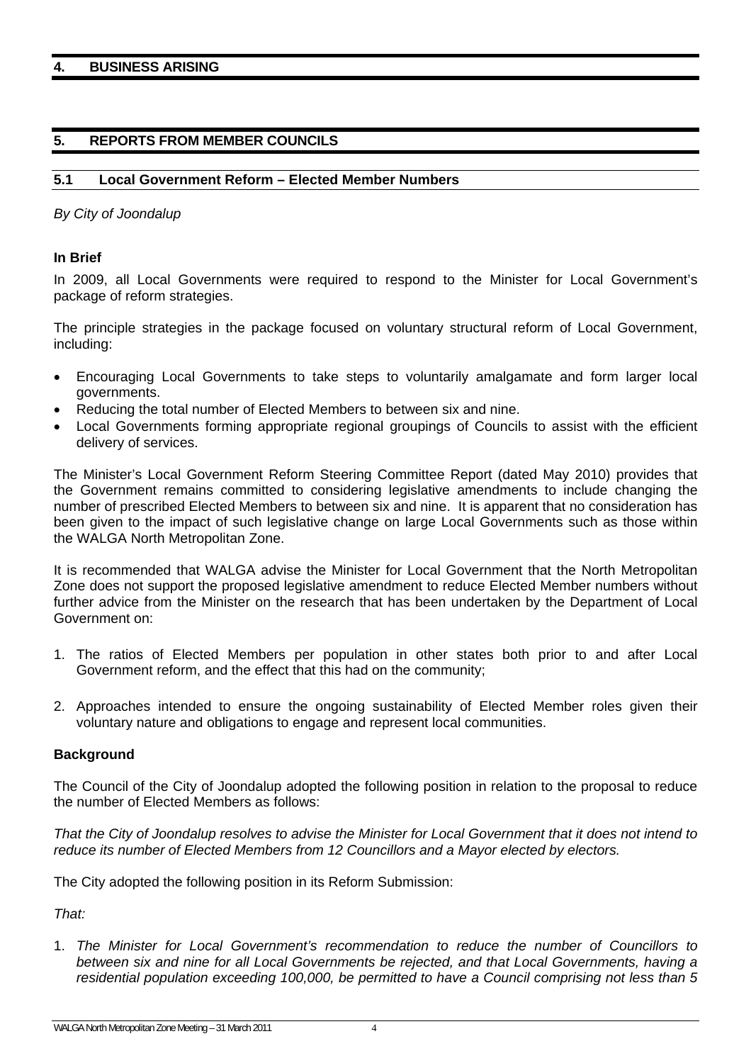## 4. BUSINESS ARISING

## 5. REPORTS FROM MEMBER COUNCILS

### 5.1 Local Government Reform – Elected Member Numbers

*By City of Joondalup*

**In Brief**

In 2009, all Local Governments were required to respond to the Minister for Local Government's package of reform strategies.

The principle strategies in the package focused on voluntary structural reform of Local Government, including:

- Encouraging Local Governments to take steps to voluntarily amalgamate and form larger local governments.
- Reducing the total number of Elected Members to between six and nine.
- Local Governments forming appropriate regional groupings of Councils to assist with the efficient delivery of services.

The Minister's Local Government Reform Steering Committee Report (dated May 2010) provides that the Government remains committed to considering legislative amendments to include changing the number of prescribed Elected Members to between six and nine. It is apparent that no consideration has been given to the impact of such legislative change on large Local Governments such as those within the WALGA North Metropolitan Zone.

It is recommended that WALGA advise the Minister for Local Government that the North Metropolitan Zone does not support the proposed legislative amendment to reduce Elected Member numbers without further advice from the Minister on the research that has been undertaken by the Department of Local Government on:

1. The ratios of Elected Members per population in other states both prior to and after Local Government reform, and the effect that this had on the community;

2. Approaches intended to ensure the ongoing sustainability of Elected Member roles given their voluntary nature and obligations to engage and represent local communities.

**Background**

The Council of the City of Joondalup adopted the following position in relation to the proposal to reduce the number of Elected Members as follows:

*That the City of Joondalup resolves to advise the Minister for Local Government that it does not intend to reduce its number of Elected Members from 12 Councillors and a Mayor elected by electors.*

The City adopted the following position in its Reform Submission:

*That:*

1. *The Minister for Local Government's recommendation to reduce the number of Councillors to between six and nine for all Local Governments be rejected, and that Local Governments, having a residential population exceeding 100,000, be permitted to have a Council comprising not less than 5*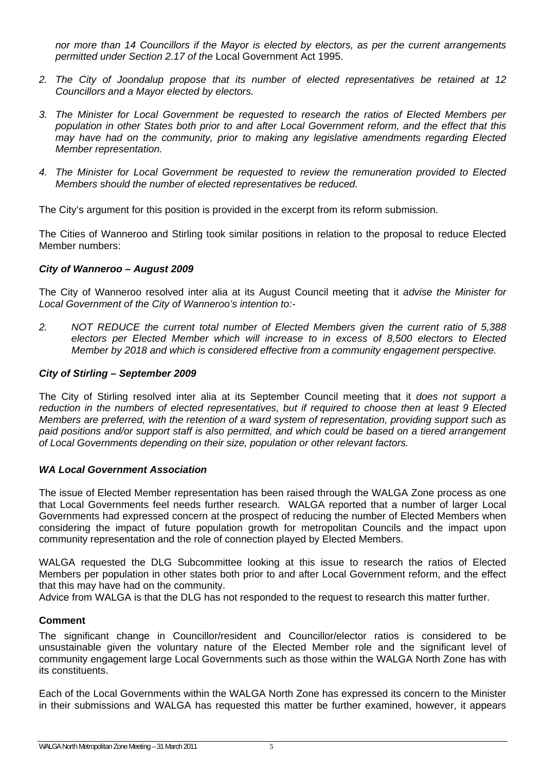*nor more than 14 Councillors if the Mayor is elected by electors, as per the current arrangements permitted under Section 2.17 of the* Local Government Act 1995.

2. *The City of Joondalup propose that its number of elected representatives be retained at 12 Councillors and a Mayor elected by electors.*

3. *The Minister for Local Government be requested to research the ratios of Elected Members per population in other States both prior to and after Local Government reform, and the effect that this may have had on the community, prior to making any legislative amendments regarding Elected Member representation.*

4. *The Minister for Local Government be requested to review the remuneration provided to Elected Members should the number of elected representatives be reduced.*

The City's argument for this position is provided in the excerpt from its reform submission.

The Cities of Wanneroo and Stirling took similar positions in relation to the proposal to reduce Elected Member numbers:

***City of Wanneroo – August 2009***

The City of Wanneroo resolved inter alia at its August Council meeting that it *advise the Minister for Local Government of the City of Wanneroo's intention to:-*

2. *NOT REDUCE the current total number of Elected Members given the current ratio of 5,388 electors per Elected Member which will increase to in excess of 8,500 electors to Elected Member by 2018 and which is considered effective from a community engagement perspective.*

***City of Stirling – September 2009***

The City of Stirling resolved inter alia at its September Council meeting that it *does not support a reduction in the numbers of elected representatives, but if required to choose then at least 9 Elected Members are preferred, with the retention of a ward system of representation, providing support such as paid positions and/or support staff is also permitted, and which could be based on a tiered arrangement of Local Governments depending on their size, population or other relevant factors.*

***WA Local Government Association***

The issue of Elected Member representation has been raised through the WALGA Zone process as one that Local Governments feel needs further research. WALGA reported that a number of larger Local Governments had expressed concern at the prospect of reducing the number of Elected Members when considering the impact of future population growth for metropolitan Councils and the impact upon community representation and the role of connection played by Elected Members.

WALGA requested the DLG Subcommittee looking at this issue to research the ratios of Elected Members per population in other states both prior to and after Local Government reform, and the effect that this may have had on the community.

Advice from WALGA is that the DLG has not responded to the request to research this matter further.

**Comment**

The significant change in Councillor/resident and Councillor/elector ratios is considered to be unsustainable given the voluntary nature of the Elected Member role and the significant level of community engagement large Local Governments such as those within the WALGA North Zone has with its constituents.

Each of the Local Governments within the WALGA North Zone has expressed its concern to the Minister in their submissions and WALGA has requested this matter be further examined, however, it appears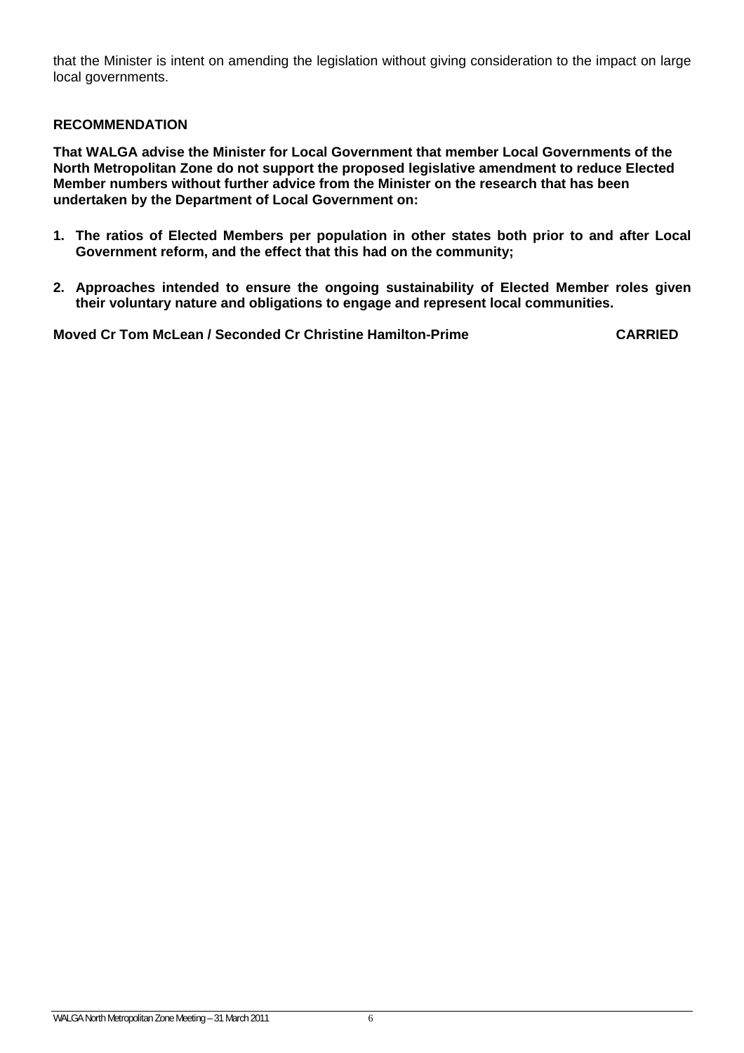that the Minister is intent on amending the legislation without giving consideration to the impact on large local governments.

**RECOMMENDATION**

**That WALGA advise the Minister for Local Government that member Local Governments of the North Metropolitan Zone do not support the proposed legislative amendment to reduce Elected Member numbers without further advice from the Minister on the research that has been undertaken by the Department of Local Government on:**

1. **The ratios of Elected Members per population in other states both prior to and after Local Government reform, and the effect that this had on the community;**
2. **Approaches intended to ensure the ongoing sustainability of Elected Member roles given their voluntary nature and obligations to engage and represent local communities.**

**Moved Cr Tom McLean / Seconded Cr Christine Hamilton-Prime CARRIED**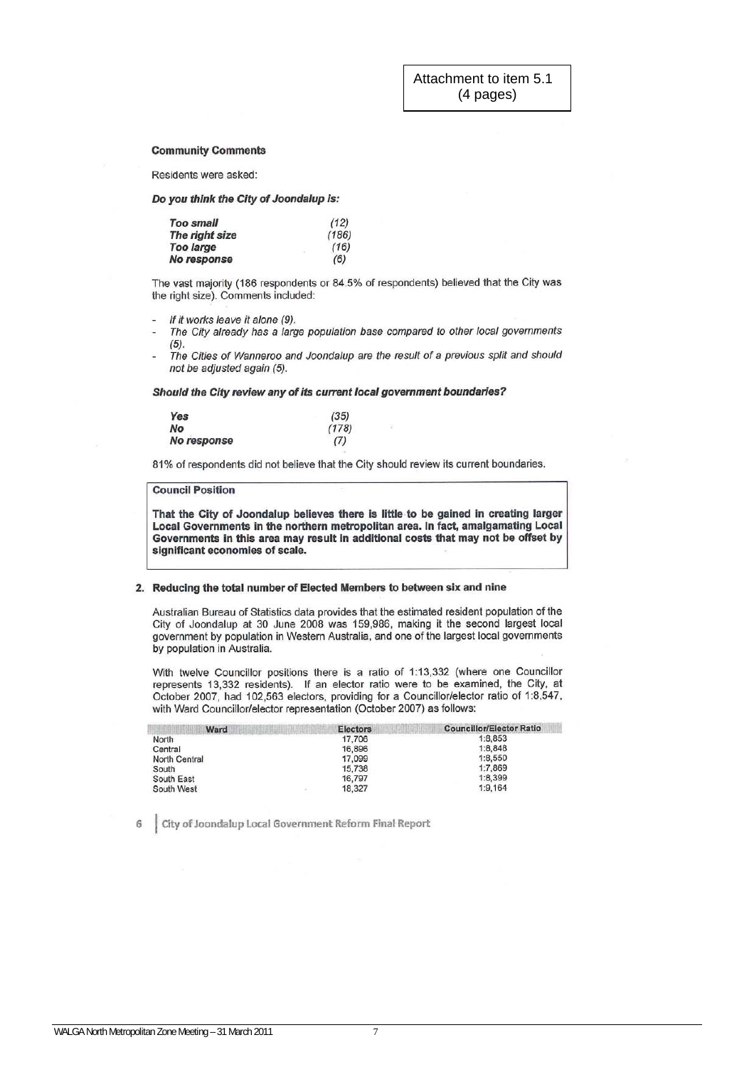Attachment to item 5.1
(4 pages)

**Community Comments**

Residents were asked:

***Do you think the City of Joondalup is:***

| | |
|---|---|
| ***Too small*** | *(12)* |
| ***The right size*** | *(186)* |
| ***Too large*** | *(16)* |
| ***No response*** | *(6)* |

The vast majority (186 respondents or 84.5% of respondents) believed that the City was the right size). Comments included:

- *If it works leave it alone (9).*
- *The City already has a large population base compared to other local governments (5).*
- *The Cities of Wanneroo and Joondalup are the result of a previous split and should not be adjusted again (5).*

***Should the City review any of its current local government boundaries?***

| | |
|---|---|
| ***Yes*** | *(35)* |
| ***No*** | *(178)* |
| ***No response*** | *(7)* |

81% of respondents did not believe that the City should review its current boundaries.

**Council Position**

**That the City of Joondalup believes there is little to be gained in creating larger Local Governments in the northern metropolitan area. In fact, amalgamating Local Governments in this area may result in additional costs that may not be offset by significant economies of scale.**

**2. Reducing the total number of Elected Members to between six and nine**

Australian Bureau of Statistics data provides that the estimated resident population of the City of Joondalup at 30 June 2008 was 159,986, making it the second largest local government by population in Western Australia, and one of the largest local governments by population in Australia.

With twelve Councillor positions there is a ratio of 1:13,332 (where one Councillor represents 13,332 residents). If an elector ratio were to be examined, the City, at October 2007, had 102,563 electors, providing for a Councillor/elector ratio of 1:8,547, with Ward Councillor/elector representation (October 2007) as follows:

| Ward | Electors | Councillor/Elector Ratio |
|---|---|---|
| North | 17,706 | 1:8,853 |
| Central | 16,896 | 1:8,848 |
| North Central | 17,099 | 1:8,550 |
| South | 15,738 | 1:7,869 |
| South East | 16,797 | 1:8,399 |
| South West | 18,327 | 1:9,164 |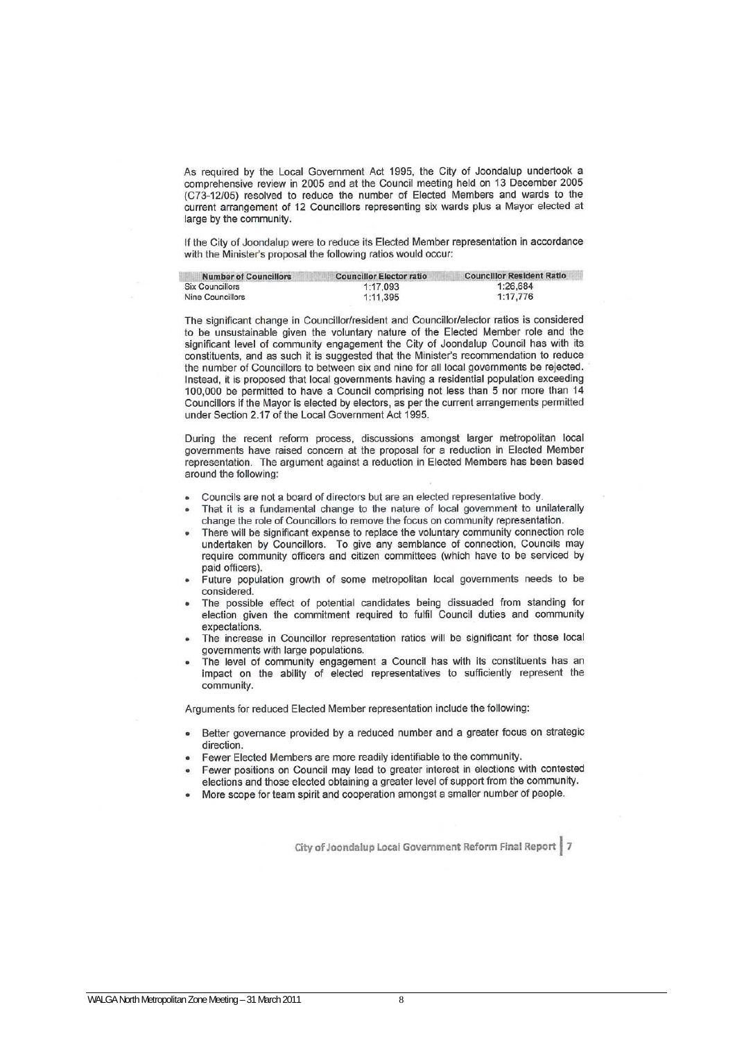As required by the Local Government Act 1995, the City of Joondalup undertook a comprehensive review in 2005 and at the Council meeting held on 13 December 2005 (C73-12/05) resolved to reduce the number of Elected Members and wards to the current arrangement of 12 Councillors representing six wards plus a Mayor elected at large by the community.

If the City of Joondalup were to reduce its Elected Member representation in accordance with the Minister's proposal the following ratios would occur:

| Number of Councillors | Councillor Elector ratio | Councillor Resident Ratio |
|---|---|---|
| Six Councillors | 1:17,093 | 1:26,684 |
| Nine Councillors | 1:11,395 | 1:17,776 |

The significant change in Councillor/resident and Councillor/elector ratios is considered to be unsustainable given the voluntary nature of the Elected Member role and the significant level of community engagement the City of Joondalup Council has with its constituents, and as such it is suggested that the Minister's recommendation to reduce the number of Councillors to between six and nine for all local governments be rejected. Instead, it is proposed that local governments having a residential population exceeding 100,000 be permitted to have a Council comprising not less than 5 nor more than 14 Councillors if the Mayor is elected by electors, as per the current arrangements permitted under Section 2.17 of the Local Government Act 1995.

During the recent reform process, discussions amongst larger metropolitan local governments have raised concern at the proposal for a reduction in Elected Member representation. The argument against a reduction in Elected Members has been based around the following:

- Councils are not a board of directors but are an elected representative body.
- That it is a fundamental change to the nature of local government to unilaterally change the role of Councillors to remove the focus on community representation.
- There will be significant expense to replace the voluntary community connection role undertaken by Councillors. To give any semblance of connection, Councils may require community officers and citizen committees (which have to be serviced by paid officers).
- Future population growth of some metropolitan local governments needs to be considered.
- The possible effect of potential candidates being dissuaded from standing for election given the commitment required to fulfil Council duties and community expectations.
- The increase in Councillor representation ratios will be significant for those local governments with large populations.
- The level of community engagement a Council has with its constituents has an impact on the ability of elected representatives to sufficiently represent the community.

Arguments for reduced Elected Member representation include the following:

- Better governance provided by a reduced number and a greater focus on strategic direction.
- Fewer Elected Members are more readily identifiable to the community.
- Fewer positions on Council may lead to greater interest in elections with contested elections and those elected obtaining a greater level of support from the community.
- More scope for team spirit and cooperation amongst a smaller number of people.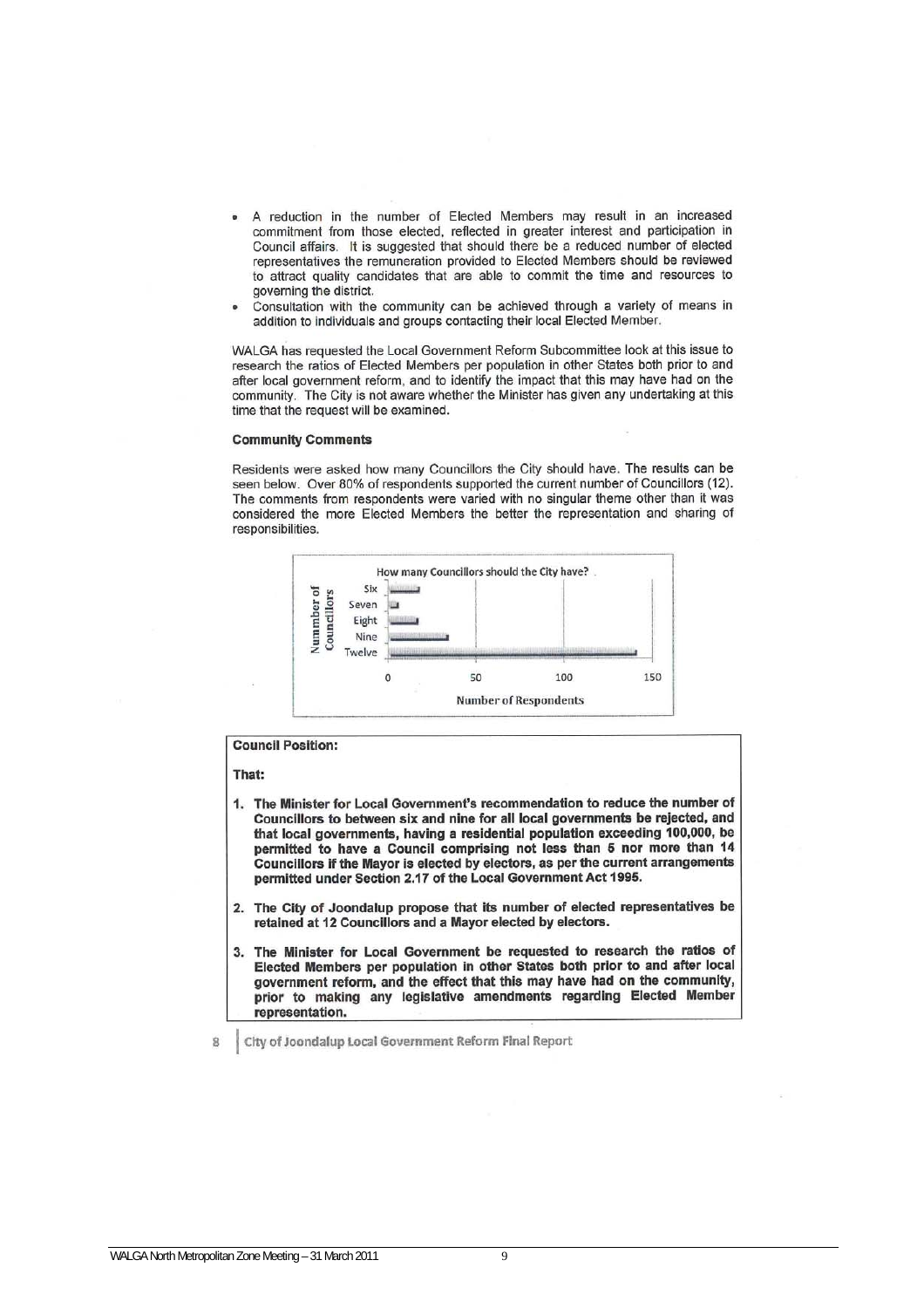- A reduction in the number of Elected Members may result in an increased commitment from those elected, reflected in greater interest and participation in Council affairs. It is suggested that should there be a reduced number of elected representatives the remuneration provided to Elected Members should be reviewed to attract quality candidates that are able to commit the time and resources to governing the district.
- Consultation with the community can be achieved through a variety of means in addition to individuals and groups contacting their local Elected Member.

WALGA has requested the Local Government Reform Subcommittee look at this issue to research the ratios of Elected Members per population in other States both prior to and after local government reform, and to identify the impact that this may have had on the community. The City is not aware whether the Minister has given any undertaking at this time that the request will be examined.

**Community Comments**

Residents were asked how many Councillors the City should have. The results can be seen below. Over 80% of respondents supported the current number of Councillors (12). The comments from respondents were varied with no singular theme other than it was considered the more Elected Members the better the representation and sharing of responsibilities.

How many Councillors should the City have?

**Council Position:**

**That:**

1. **The Minister for Local Government's recommendation to reduce the number of Councillors to between six and nine for all local governments be rejected, and that local governments, having a residential population exceeding 100,000, be permitted to have a Council comprising not less than 5 nor more than 14 Councillors if the Mayor is elected by electors, as per the current arrangements permitted under Section 2.17 of the Local Government Act 1995.**

2. **The City of Joondalup propose that its number of elected representatives be retained at 12 Councillors and a Mayor elected by electors.**

3. **The Minister for Local Government be requested to research the ratios of Elected Members per population in other States both prior to and after local government reform, and the effect that this may have had on the community, prior to making any legislative amendments regarding Elected Member representation.**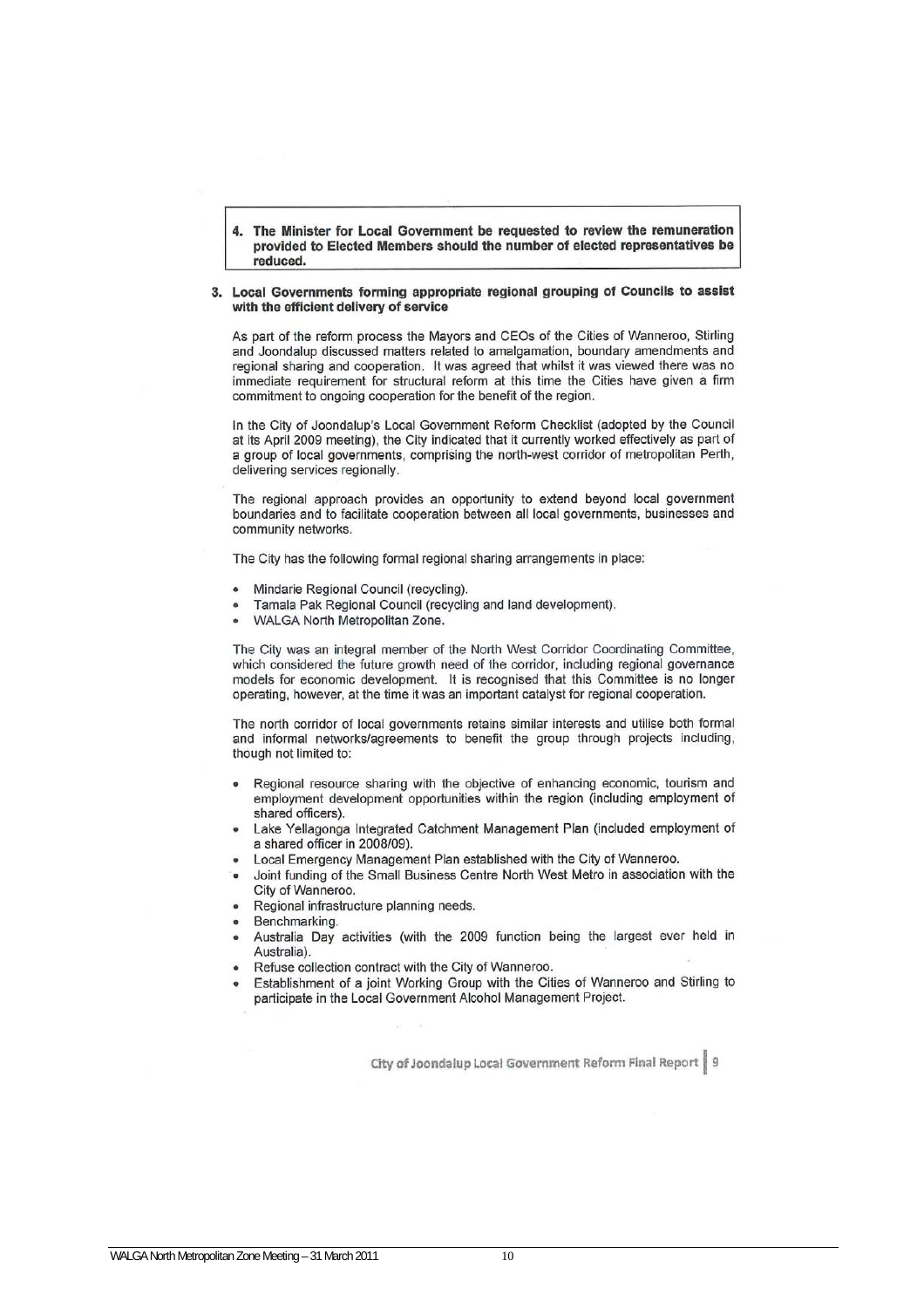> **4. The Minister for Local Government be requested to review the remuneration provided to Elected Members should the number of elected representatives be reduced.**

**3. Local Governments forming appropriate regional grouping of Councils to assist with the efficient delivery of service**

As part of the reform process the Mayors and CEOs of the Cities of Wanneroo, Stirling and Joondalup discussed matters related to amalgamation, boundary amendments and regional sharing and cooperation. It was agreed that whilst it was viewed there was no immediate requirement for structural reform at this time the Cities have given a firm commitment to ongoing cooperation for the benefit of the region.

In the City of Joondalup's Local Government Reform Checklist (adopted by the Council at its April 2009 meeting), the City indicated that it currently worked effectively as part of a group of local governments, comprising the north-west corridor of metropolitan Perth, delivering services regionally.

The regional approach provides an opportunity to extend beyond local government boundaries and to facilitate cooperation between all local governments, businesses and community networks.

The City has the following formal regional sharing arrangements in place:

- Mindarie Regional Council (recycling).
- Tamala Pak Regional Council (recycling and land development).
- WALGA North Metropolitan Zone.

The City was an integral member of the North West Corridor Coordinating Committee, which considered the future growth need of the corridor, including regional governance models for economic development. It is recognised that this Committee is no longer operating, however, at the time it was an important catalyst for regional cooperation.

The north corridor of local governments retains similar interests and utilise both formal and informal networks/agreements to benefit the group through projects including, though not limited to:

- Regional resource sharing with the objective of enhancing economic, tourism and employment development opportunities within the region (including employment of shared officers).
- Lake Yellagonga Integrated Catchment Management Plan (included employment of a shared officer in 2008/09).
- Local Emergency Management Plan established with the City of Wanneroo.
- Joint funding of the Small Business Centre North West Metro in association with the City of Wanneroo.
- Regional infrastructure planning needs.
- Benchmarking.
- Australia Day activities (with the 2009 function being the largest ever held in Australia).
- Refuse collection contract with the City of Wanneroo.
- Establishment of a joint Working Group with the Cities of Wanneroo and Stirling to participate in the Local Government Alcohol Management Project.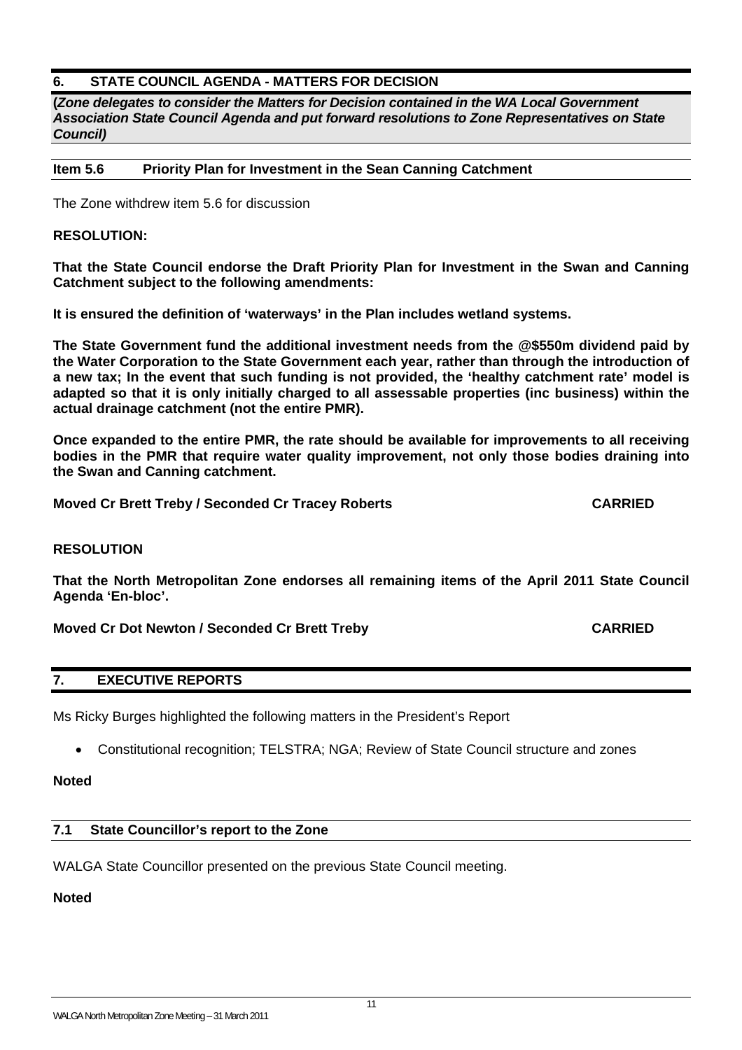## 6. STATE COUNCIL AGENDA - MATTERS FOR DECISION

**(*Zone delegates to consider the Matters for Decision contained in the WA Local Government Association State Council Agenda and put forward resolutions to Zone Representatives on State Council)***

### Item 5.6 Priority Plan for Investment in the Sean Canning Catchment

The Zone withdrew item 5.6 for discussion

**RESOLUTION:**

**That the State Council endorse the Draft Priority Plan for Investment in the Swan and Canning Catchment subject to the following amendments:**

**It is ensured the definition of 'waterways' in the Plan includes wetland systems.**

**The State Government fund the additional investment needs from the @$550m dividend paid by the Water Corporation to the State Government each year, rather than through the introduction of a new tax; In the event that such funding is not provided, the 'healthy catchment rate' model is adapted so that it is only initially charged to all assessable properties (inc business) within the actual drainage catchment (not the entire PMR).**

**Once expanded to the entire PMR, the rate should be available for improvements to all receiving bodies in the PMR that require water quality improvement, not only those bodies draining into the Swan and Canning catchment.**

**Moved Cr Brett Treby / Seconded Cr Tracey Roberts CARRIED**

**RESOLUTION**

**That the North Metropolitan Zone endorses all remaining items of the April 2011 State Council Agenda 'En-bloc'.**

**Moved Cr Dot Newton / Seconded Cr Brett Treby CARRIED**

## 7. EXECUTIVE REPORTS

Ms Ricky Burges highlighted the following matters in the President's Report

- Constitutional recognition; TELSTRA; NGA; Review of State Council structure and zones

**Noted**

### 7.1 State Councillor's report to the Zone

WALGA State Councillor presented on the previous State Council meeting.

**Noted**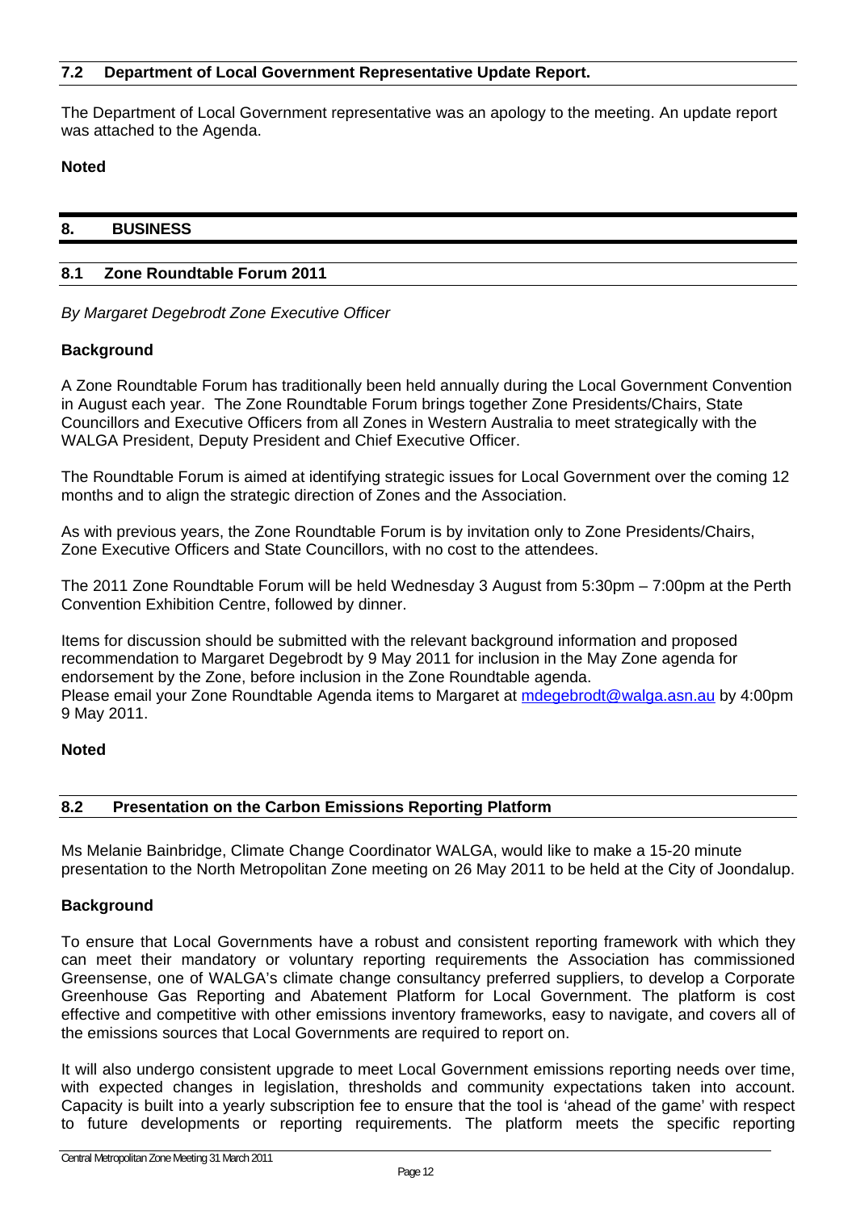## 7.2 Department of Local Government Representative Update Report.

The Department of Local Government representative was an apology to the meeting. An update report was attached to the Agenda.

**Noted**

# 8. BUSINESS

## 8.1 Zone Roundtable Forum 2011

*By Margaret Degebrodt Zone Executive Officer*

**Background**

A Zone Roundtable Forum has traditionally been held annually during the Local Government Convention in August each year. The Zone Roundtable Forum brings together Zone Presidents/Chairs, State Councillors and Executive Officers from all Zones in Western Australia to meet strategically with the WALGA President, Deputy President and Chief Executive Officer.

The Roundtable Forum is aimed at identifying strategic issues for Local Government over the coming 12 months and to align the strategic direction of Zones and the Association.

As with previous years, the Zone Roundtable Forum is by invitation only to Zone Presidents/Chairs, Zone Executive Officers and State Councillors, with no cost to the attendees.

The 2011 Zone Roundtable Forum will be held Wednesday 3 August from 5:30pm – 7:00pm at the Perth Convention Exhibition Centre, followed by dinner.

Items for discussion should be submitted with the relevant background information and proposed recommendation to Margaret Degebrodt by 9 May 2011 for inclusion in the May Zone agenda for endorsement by the Zone, before inclusion in the Zone Roundtable agenda.
Please email your Zone Roundtable Agenda items to Margaret at mdegebrodt@walga.asn.au by 4:00pm 9 May 2011.

**Noted**

## 8.2 Presentation on the Carbon Emissions Reporting Platform

Ms Melanie Bainbridge, Climate Change Coordinator WALGA, would like to make a 15-20 minute presentation to the North Metropolitan Zone meeting on 26 May 2011 to be held at the City of Joondalup.

**Background**

To ensure that Local Governments have a robust and consistent reporting framework with which they can meet their mandatory or voluntary reporting requirements the Association has commissioned Greensense, one of WALGA's climate change consultancy preferred suppliers, to develop a Corporate Greenhouse Gas Reporting and Abatement Platform for Local Government. The platform is cost effective and competitive with other emissions inventory frameworks, easy to navigate, and covers all of the emissions sources that Local Governments are required to report on.

It will also undergo consistent upgrade to meet Local Government emissions reporting needs over time, with expected changes in legislation, thresholds and community expectations taken into account. Capacity is built into a yearly subscription fee to ensure that the tool is 'ahead of the game' with respect to future developments or reporting requirements. The platform meets the specific reporting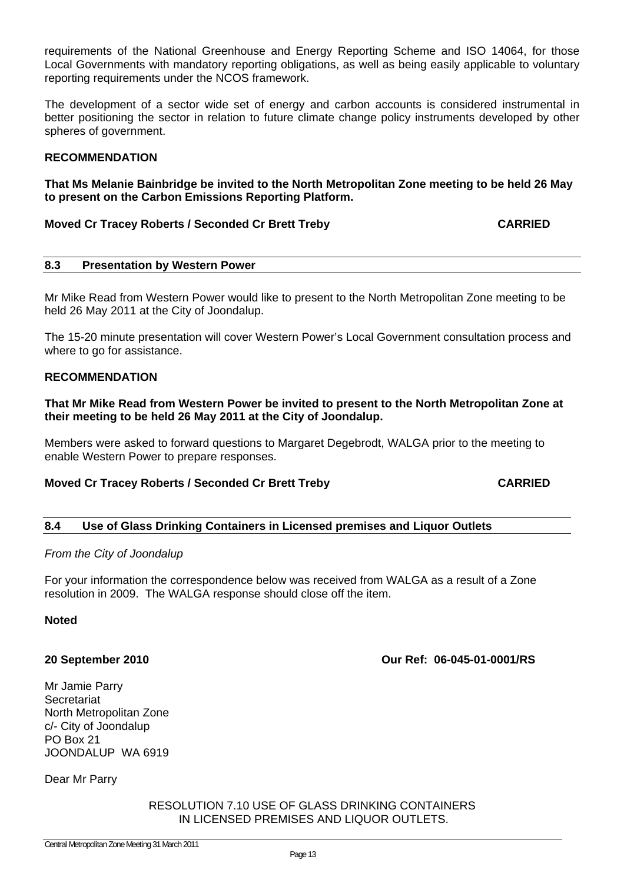requirements of the National Greenhouse and Energy Reporting Scheme and ISO 14064, for those Local Governments with mandatory reporting obligations, as well as being easily applicable to voluntary reporting requirements under the NCOS framework.

The development of a sector wide set of energy and carbon accounts is considered instrumental in better positioning the sector in relation to future climate change policy instruments developed by other spheres of government.

**RECOMMENDATION**

**That Ms Melanie Bainbridge be invited to the North Metropolitan Zone meeting to be held 26 May to present on the Carbon Emissions Reporting Platform.**

**Moved Cr Tracey Roberts / Seconded Cr Brett Treby CARRIED**

## 8.3 Presentation by Western Power

Mr Mike Read from Western Power would like to present to the North Metropolitan Zone meeting to be held 26 May 2011 at the City of Joondalup.

The 15-20 minute presentation will cover Western Power's Local Government consultation process and where to go for assistance.

**RECOMMENDATION**

**That Mr Mike Read from Western Power be invited to present to the North Metropolitan Zone at their meeting to be held 26 May 2011 at the City of Joondalup.**

Members were asked to forward questions to Margaret Degebrodt, WALGA prior to the meeting to enable Western Power to prepare responses.

**Moved Cr Tracey Roberts / Seconded Cr Brett Treby CARRIED**

## 8.4 Use of Glass Drinking Containers in Licensed premises and Liquor Outlets

*From the City of Joondalup*

For your information the correspondence below was received from WALGA as a result of a Zone resolution in 2009. The WALGA response should close off the item.

**Noted**

**20 September 2010 Our Ref: 06-045-01-0001/RS**

Mr Jamie Parry
Secretariat
North Metropolitan Zone
c/- City of Joondalup
PO Box 21
JOONDALUP WA 6919

Dear Mr Parry

RESOLUTION 7.10 USE OF GLASS DRINKING CONTAINERS IN LICENSED PREMISES AND LIQUOR OUTLETS.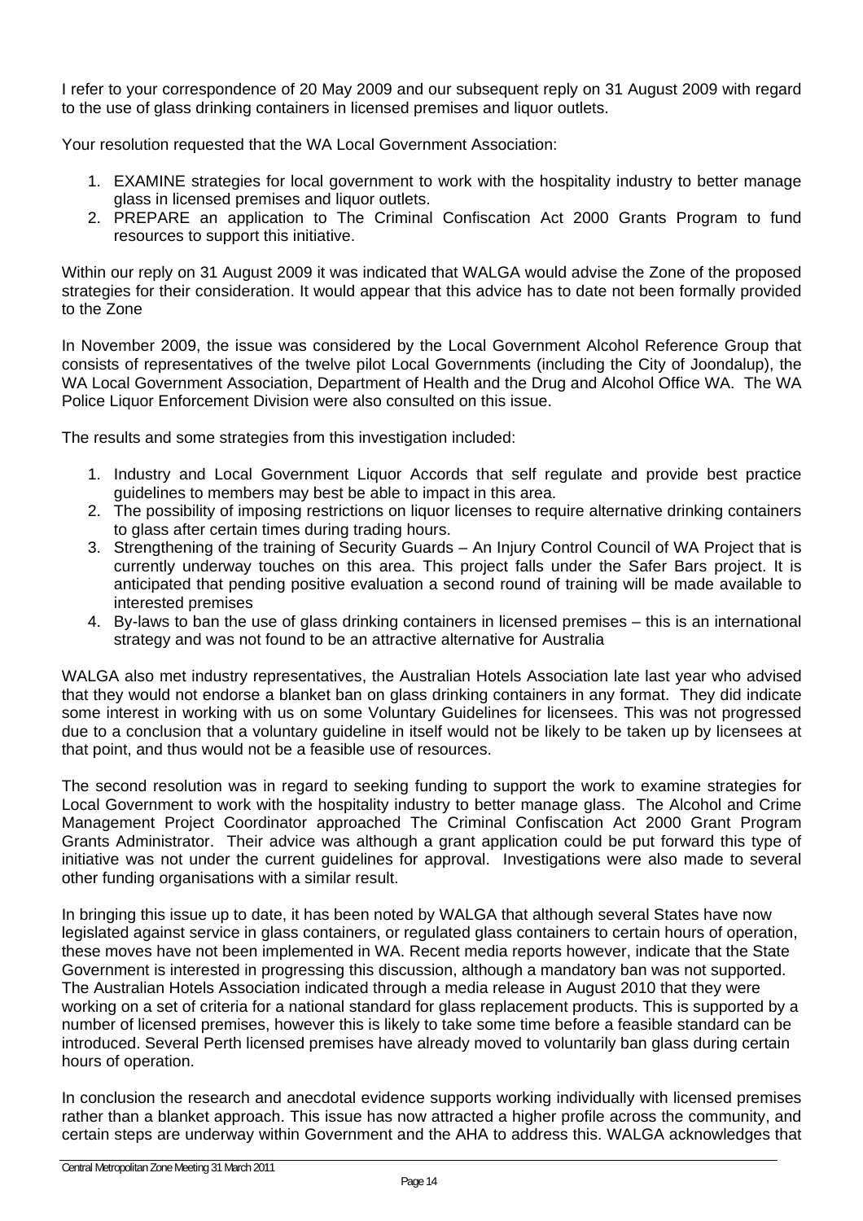I refer to your correspondence of 20 May 2009 and our subsequent reply on 31 August 2009 with regard to the use of glass drinking containers in licensed premises and liquor outlets.

Your resolution requested that the WA Local Government Association:

1. EXAMINE strategies for local government to work with the hospitality industry to better manage glass in licensed premises and liquor outlets.
2. PREPARE an application to The Criminal Confiscation Act 2000 Grants Program to fund resources to support this initiative.

Within our reply on 31 August 2009 it was indicated that WALGA would advise the Zone of the proposed strategies for their consideration. It would appear that this advice has to date not been formally provided to the Zone

In November 2009, the issue was considered by the Local Government Alcohol Reference Group that consists of representatives of the twelve pilot Local Governments (including the City of Joondalup), the WA Local Government Association, Department of Health and the Drug and Alcohol Office WA. The WA Police Liquor Enforcement Division were also consulted on this issue.

The results and some strategies from this investigation included:

1. Industry and Local Government Liquor Accords that self regulate and provide best practice guidelines to members may best be able to impact in this area.
2. The possibility of imposing restrictions on liquor licenses to require alternative drinking containers to glass after certain times during trading hours.
3. Strengthening of the training of Security Guards – An Injury Control Council of WA Project that is currently underway touches on this area. This project falls under the Safer Bars project. It is anticipated that pending positive evaluation a second round of training will be made available to interested premises
4. By-laws to ban the use of glass drinking containers in licensed premises – this is an international strategy and was not found to be an attractive alternative for Australia

WALGA also met industry representatives, the Australian Hotels Association late last year who advised that they would not endorse a blanket ban on glass drinking containers in any format. They did indicate some interest in working with us on some Voluntary Guidelines for licensees. This was not progressed due to a conclusion that a voluntary guideline in itself would not be likely to be taken up by licensees at that point, and thus would not be a feasible use of resources.

The second resolution was in regard to seeking funding to support the work to examine strategies for Local Government to work with the hospitality industry to better manage glass. The Alcohol and Crime Management Project Coordinator approached The Criminal Confiscation Act 2000 Grant Program Grants Administrator. Their advice was although a grant application could be put forward this type of initiative was not under the current guidelines for approval. Investigations were also made to several other funding organisations with a similar result.

In bringing this issue up to date, it has been noted by WALGA that although several States have now legislated against service in glass containers, or regulated glass containers to certain hours of operation, these moves have not been implemented in WA. Recent media reports however, indicate that the State Government is interested in progressing this discussion, although a mandatory ban was not supported. The Australian Hotels Association indicated through a media release in August 2010 that they were working on a set of criteria for a national standard for glass replacement products. This is supported by a number of licensed premises, however this is likely to take some time before a feasible standard can be introduced. Several Perth licensed premises have already moved to voluntarily ban glass during certain hours of operation.

In conclusion the research and anecdotal evidence supports working individually with licensed premises rather than a blanket approach. This issue has now attracted a higher profile across the community, and certain steps are underway within Government and the AHA to address this. WALGA acknowledges that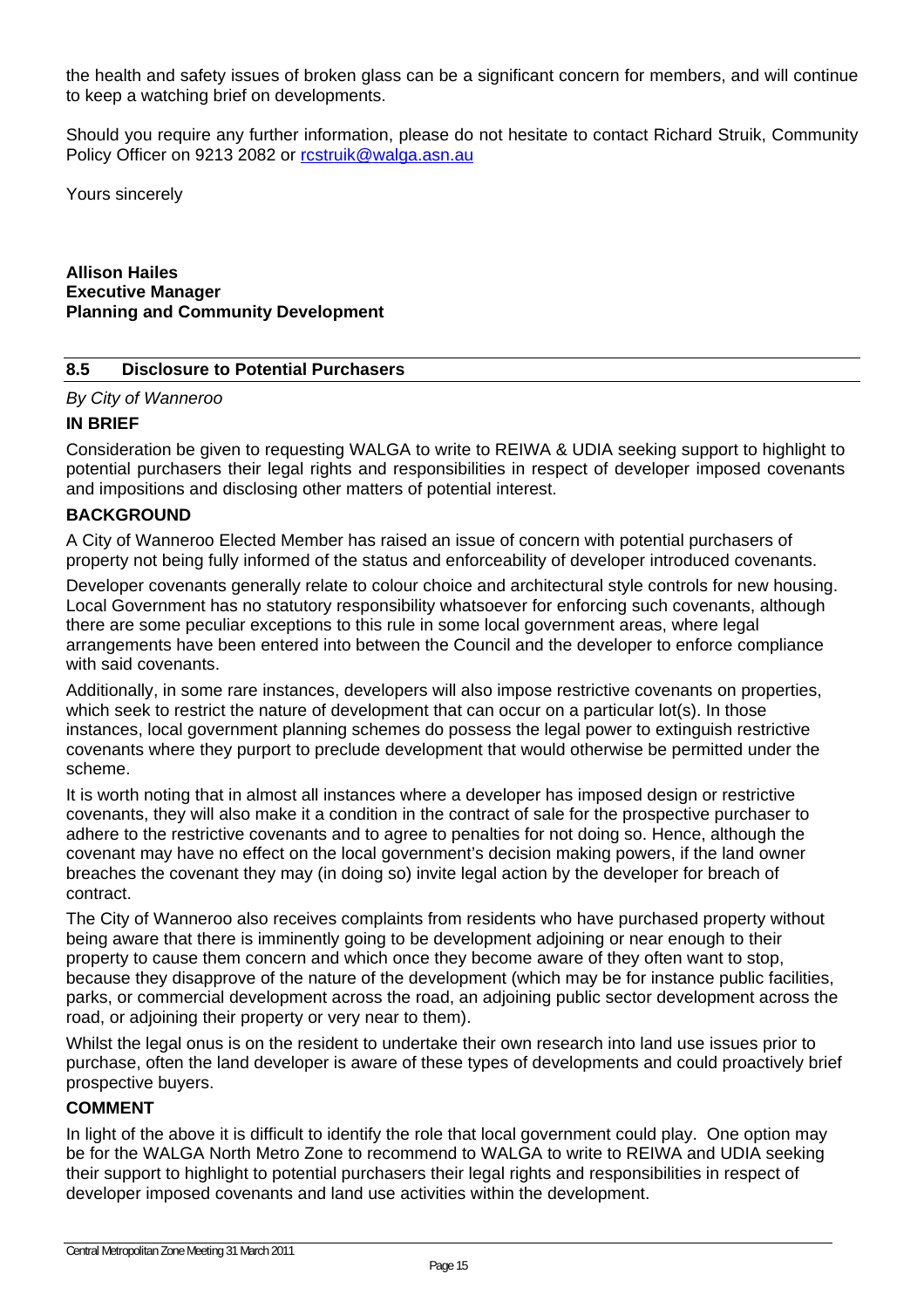the health and safety issues of broken glass can be a significant concern for members, and will continue to keep a watching brief on developments.

Should you require any further information, please do not hesitate to contact Richard Struik, Community Policy Officer on 9213 2082 or rcstruik@walga.asn.au

Yours sincerely

**Allison Hailes**
**Executive Manager**
**Planning and Community Development**

## 8.5 Disclosure to Potential Purchasers

*By City of Wanneroo*

**IN BRIEF**

Consideration be given to requesting WALGA to write to REIWA & UDIA seeking support to highlight to potential purchasers their legal rights and responsibilities in respect of developer imposed covenants and impositions and disclosing other matters of potential interest.

**BACKGROUND**

A City of Wanneroo Elected Member has raised an issue of concern with potential purchasers of property not being fully informed of the status and enforceability of developer introduced covenants.

Developer covenants generally relate to colour choice and architectural style controls for new housing. Local Government has no statutory responsibility whatsoever for enforcing such covenants, although there are some peculiar exceptions to this rule in some local government areas, where legal arrangements have been entered into between the Council and the developer to enforce compliance with said covenants.

Additionally, in some rare instances, developers will also impose restrictive covenants on properties, which seek to restrict the nature of development that can occur on a particular lot(s). In those instances, local government planning schemes do possess the legal power to extinguish restrictive covenants where they purport to preclude development that would otherwise be permitted under the scheme.

It is worth noting that in almost all instances where a developer has imposed design or restrictive covenants, they will also make it a condition in the contract of sale for the prospective purchaser to adhere to the restrictive covenants and to agree to penalties for not doing so. Hence, although the covenant may have no effect on the local government's decision making powers, if the land owner breaches the covenant they may (in doing so) invite legal action by the developer for breach of contract.

The City of Wanneroo also receives complaints from residents who have purchased property without being aware that there is imminently going to be development adjoining or near enough to their property to cause them concern and which once they become aware of they often want to stop, because they disapprove of the nature of the development (which may be for instance public facilities, parks, or commercial development across the road, an adjoining public sector development across the road, or adjoining their property or very near to them).

Whilst the legal onus is on the resident to undertake their own research into land use issues prior to purchase, often the land developer is aware of these types of developments and could proactively brief prospective buyers.

**COMMENT**

In light of the above it is difficult to identify the role that local government could play. One option may be for the WALGA North Metro Zone to recommend to WALGA to write to REIWA and UDIA seeking their support to highlight to potential purchasers their legal rights and responsibilities in respect of developer imposed covenants and land use activities within the development.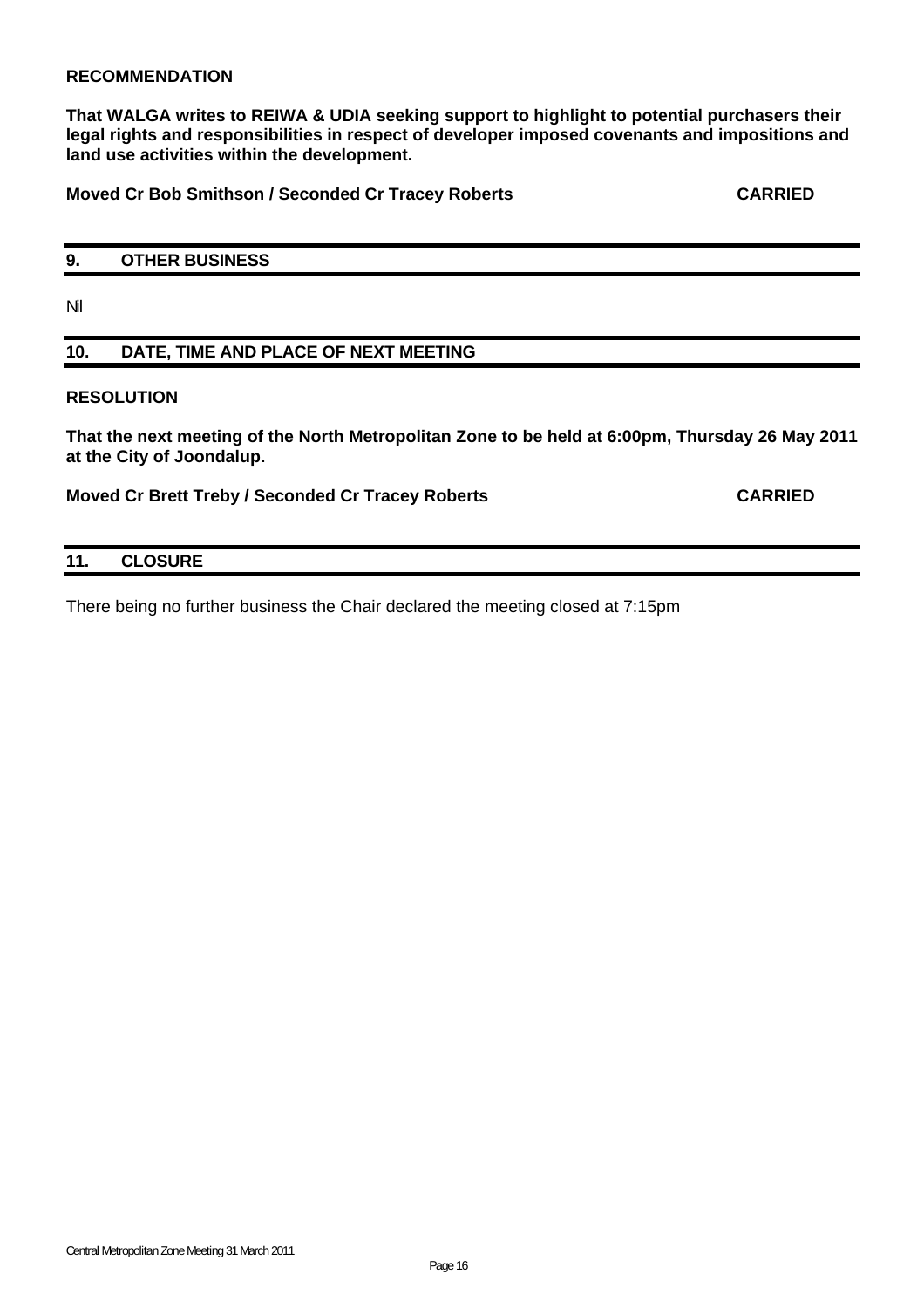**RECOMMENDATION**

**That WALGA writes to REIWA & UDIA seeking support to highlight to potential purchasers their legal rights and responsibilities in respect of developer imposed covenants and impositions and land use activities within the development.**

**Moved Cr Bob Smithson / Seconded Cr Tracey Roberts CARRIED**

## 9. OTHER BUSINESS

Nil

## 10. DATE, TIME AND PLACE OF NEXT MEETING

**RESOLUTION**

**That the next meeting of the North Metropolitan Zone to be held at 6:00pm, Thursday 26 May 2011 at the City of Joondalup.**

**Moved Cr Brett Treby / Seconded Cr Tracey Roberts CARRIED**

## 11. CLOSURE

There being no further business the Chair declared the meeting closed at 7:15pm